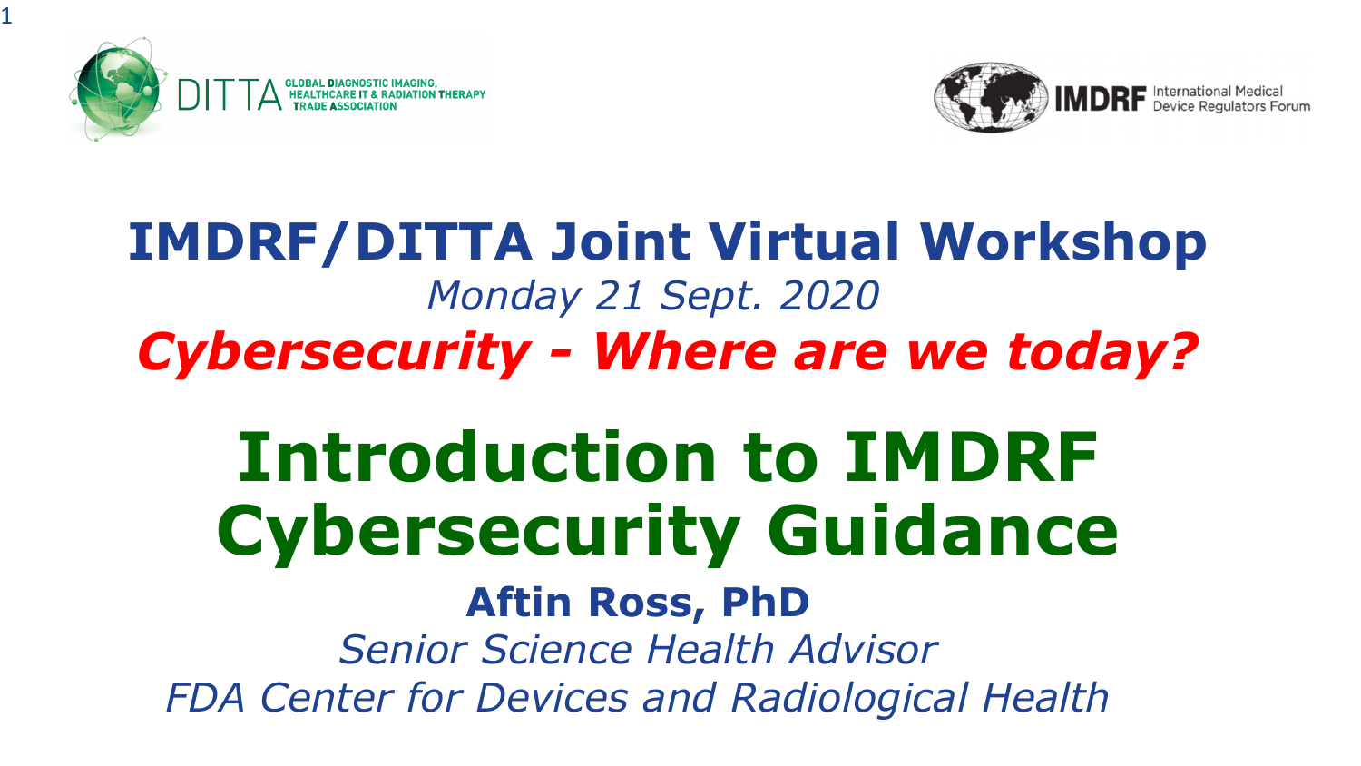DITTA GLOBAL DIAGNOSTIC IMAGING, HEALTHCARE IT & RADIATION THERAPY TRADE ASSOCIATION

IMDRF International Medical Device Regulators Forum

# IMDRF/DITTA Joint Virtual Workshop

*Monday 21 Sept. 2020*

***Cybersecurity - Where are we today?***

# Introduction to IMDRF Cybersecurity Guidance

**Aftin Ross, PhD**

*Senior Science Health Advisor*

*FDA Center for Devices and Radiological Health*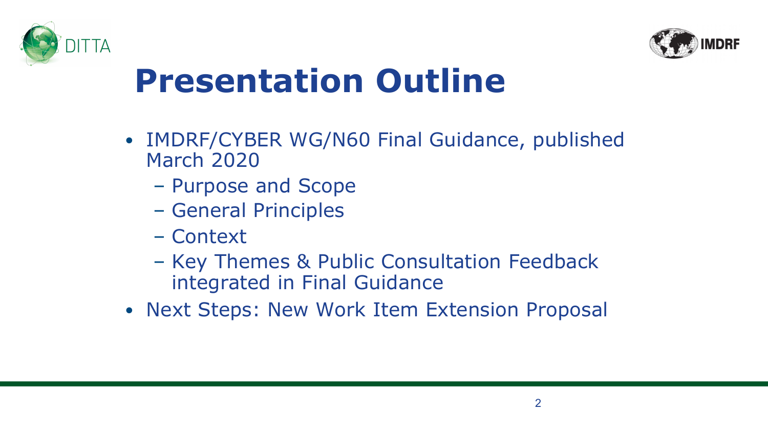# Presentation Outline

- IMDRF/CYBER WG/N60 Final Guidance, published March 2020
  - Purpose and Scope
  - General Principles
  - Context
  - Key Themes & Public Consultation Feedback integrated in Final Guidance
- Next Steps: New Work Item Extension Proposal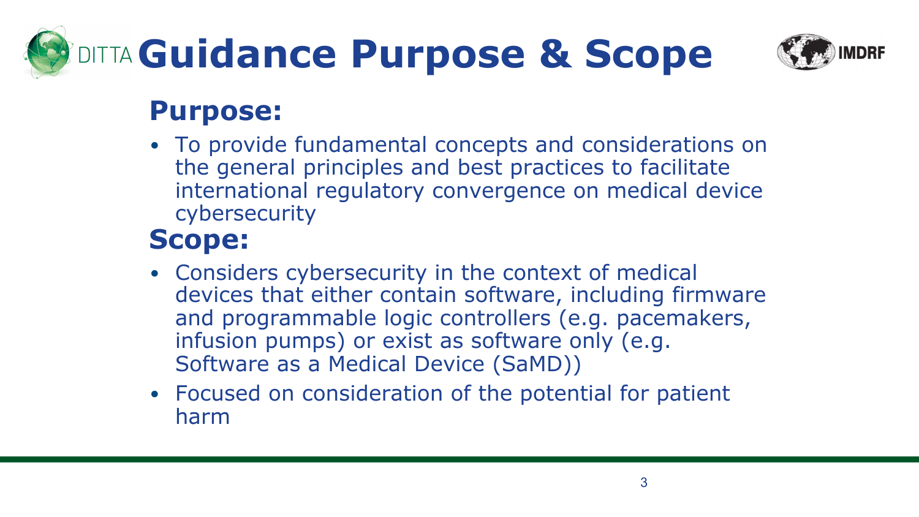# Guidance Purpose & Scope

## Purpose:

- To provide fundamental concepts and considerations on the general principles and best practices to facilitate international regulatory convergence on medical device cybersecurity

## Scope:

- Considers cybersecurity in the context of medical devices that either contain software, including firmware and programmable logic controllers (e.g. pacemakers, infusion pumps) or exist as software only (e.g. Software as a Medical Device (SaMD))
- Focused on consideration of the potential for patient harm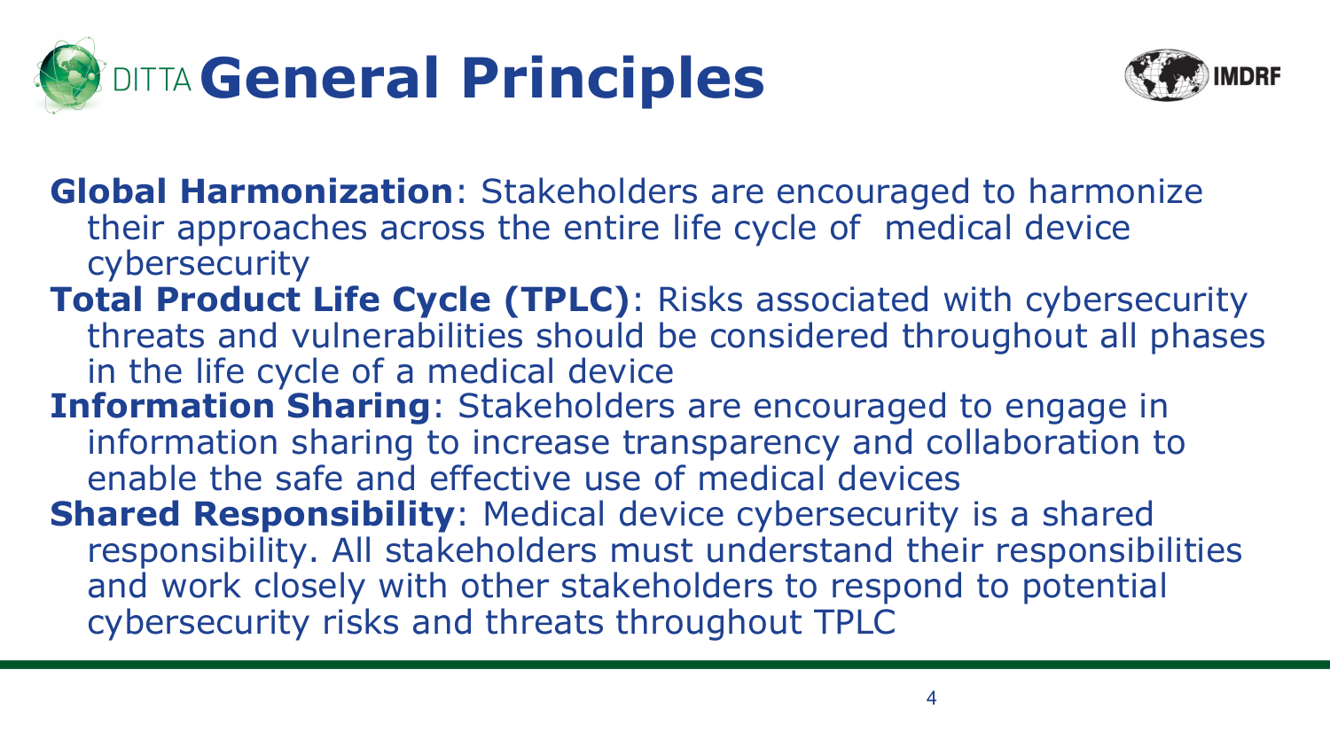# General Principles

**Global Harmonization**: Stakeholders are encouraged to harmonize their approaches across the entire life cycle of medical device cybersecurity

**Total Product Life Cycle (TPLC)**: Risks associated with cybersecurity threats and vulnerabilities should be considered throughout all phases in the life cycle of a medical device

**Information Sharing**: Stakeholders are encouraged to engage in information sharing to increase transparency and collaboration to enable the safe and effective use of medical devices

**Shared Responsibility**: Medical device cybersecurity is a shared responsibility. All stakeholders must understand their responsibilities and work closely with other stakeholders to respond to potential cybersecurity risks and threats throughout TPLC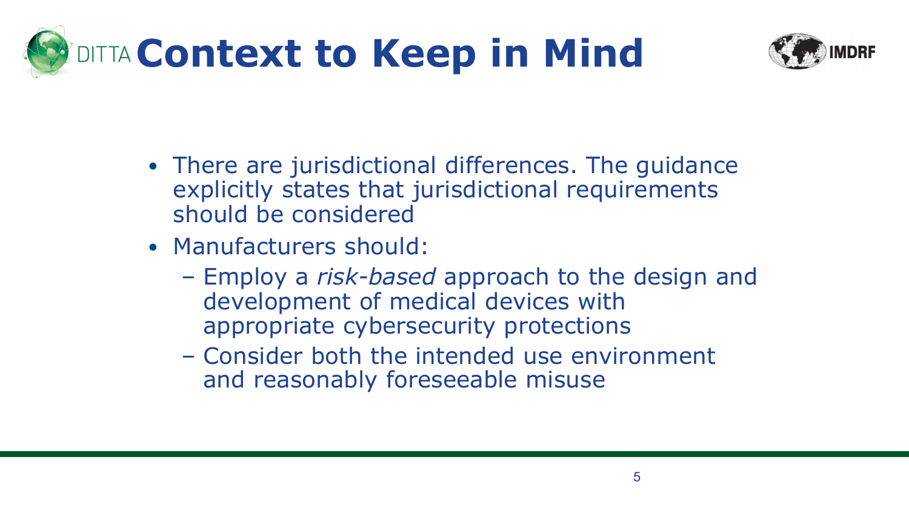# Context to Keep in Mind

- There are jurisdictional differences. The guidance explicitly states that jurisdictional requirements should be considered
- Manufacturers should:
  - Employ a *risk-based* approach to the design and development of medical devices with appropriate cybersecurity protections
  - Consider both the intended use environment and reasonably foreseeable misuse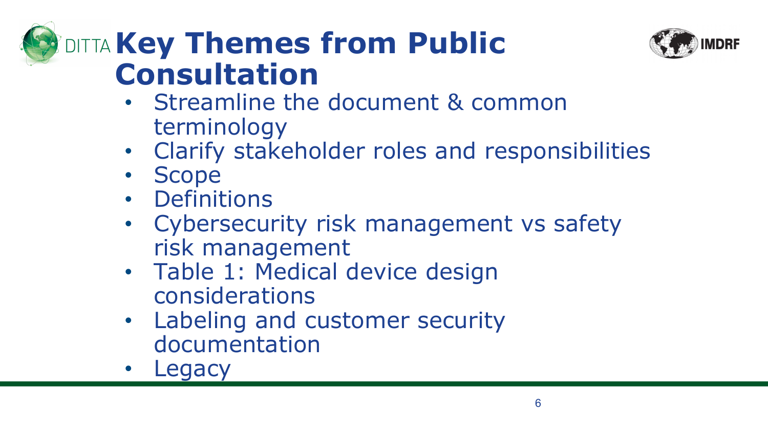# Key Themes from Public Consultation

- Streamline the document & common terminology
- Clarify stakeholder roles and responsibilities
- Scope
- Definitions
- Cybersecurity risk management vs safety risk management
- Table 1: Medical device design considerations
- Labeling and customer security documentation
- Legacy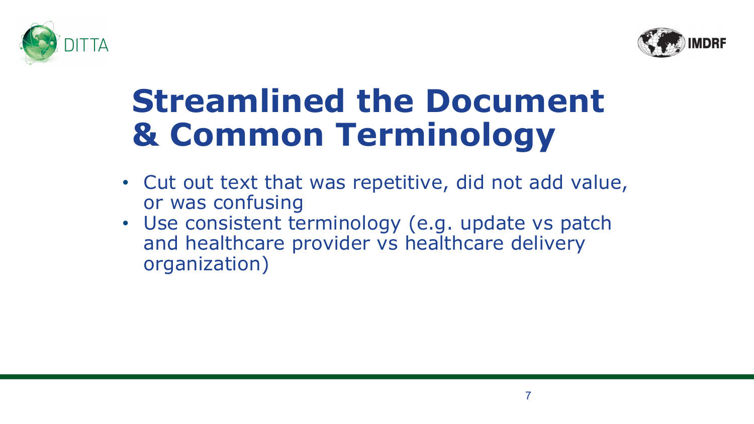# Streamlined the Document & Common Terminology

- Cut out text that was repetitive, did not add value, or was confusing
- Use consistent terminology (e.g. update vs patch and healthcare provider vs healthcare delivery organization)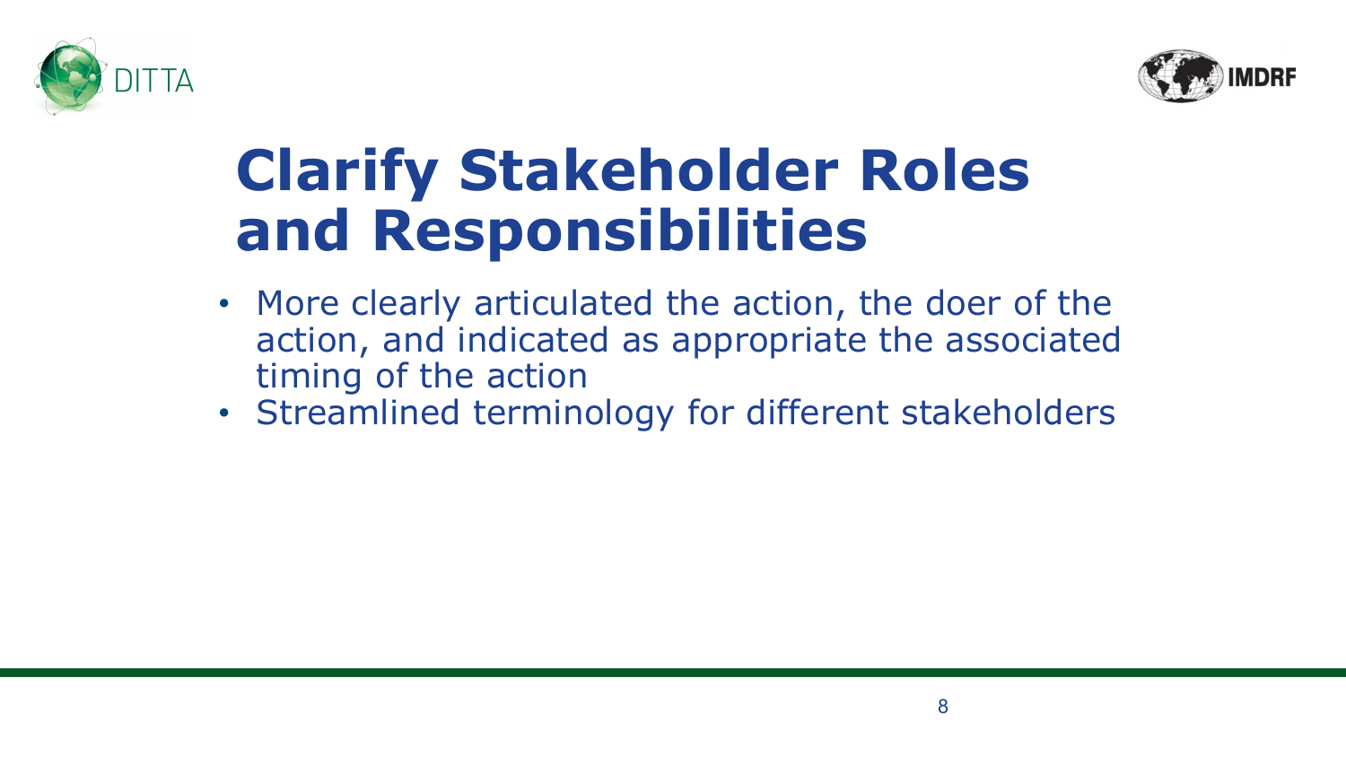# Clarify Stakeholder Roles and Responsibilities

- More clearly articulated the action, the doer of the action, and indicated as appropriate the associated timing of the action
- Streamlined terminology for different stakeholders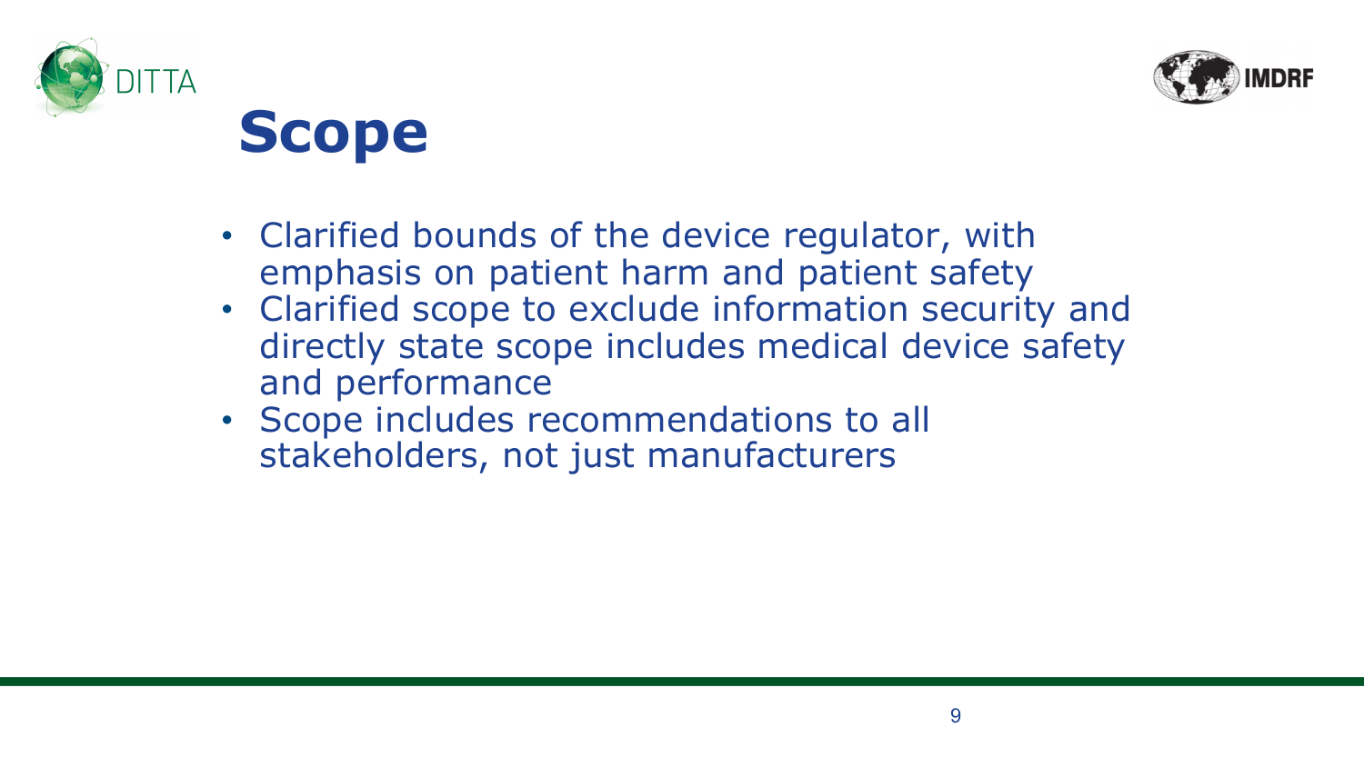# Scope

- Clarified bounds of the device regulator, with emphasis on patient harm and patient safety
- Clarified scope to exclude information security and directly state scope includes medical device safety and performance
- Scope includes recommendations to all stakeholders, not just manufacturers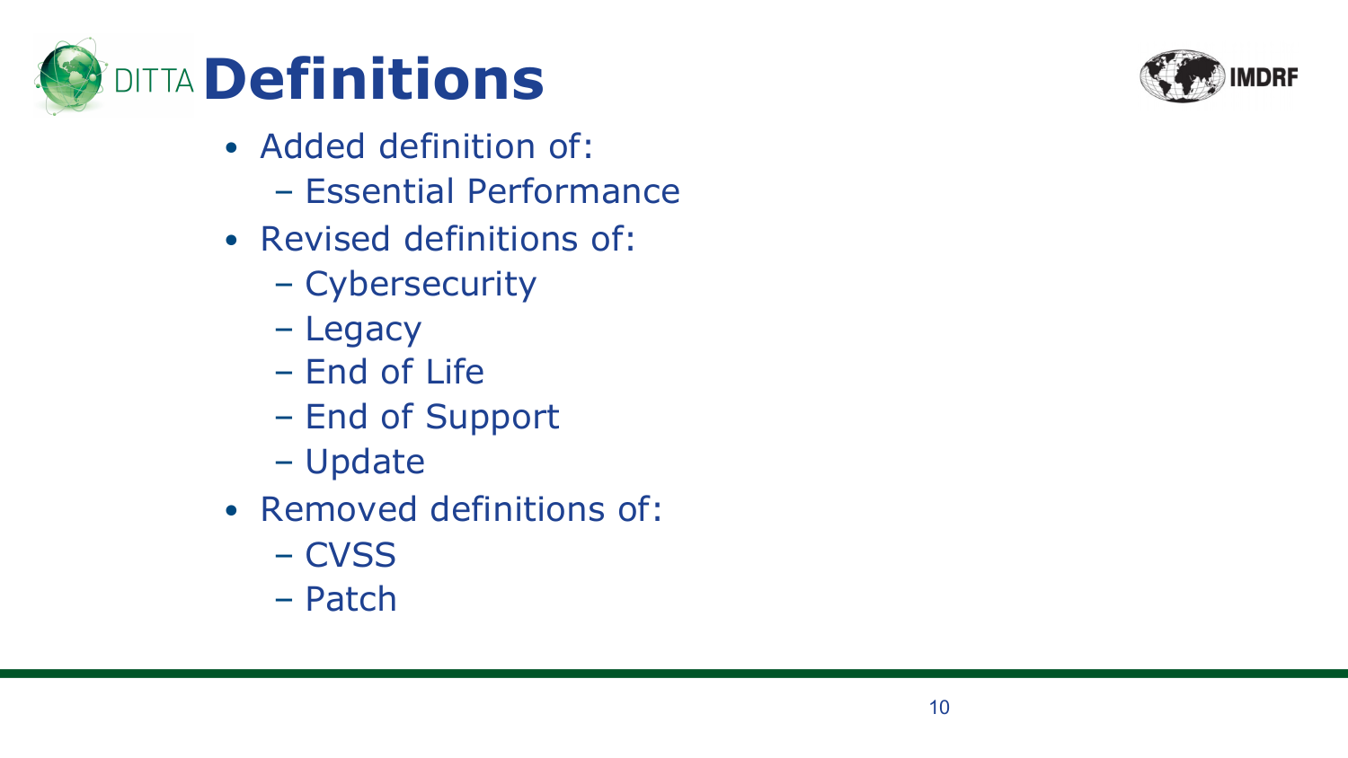# Definitions

- Added definition of:
  - Essential Performance
- Revised definitions of:
  - Cybersecurity
  - Legacy
  - End of Life
  - End of Support
  - Update
- Removed definitions of:
  - CVSS
  - Patch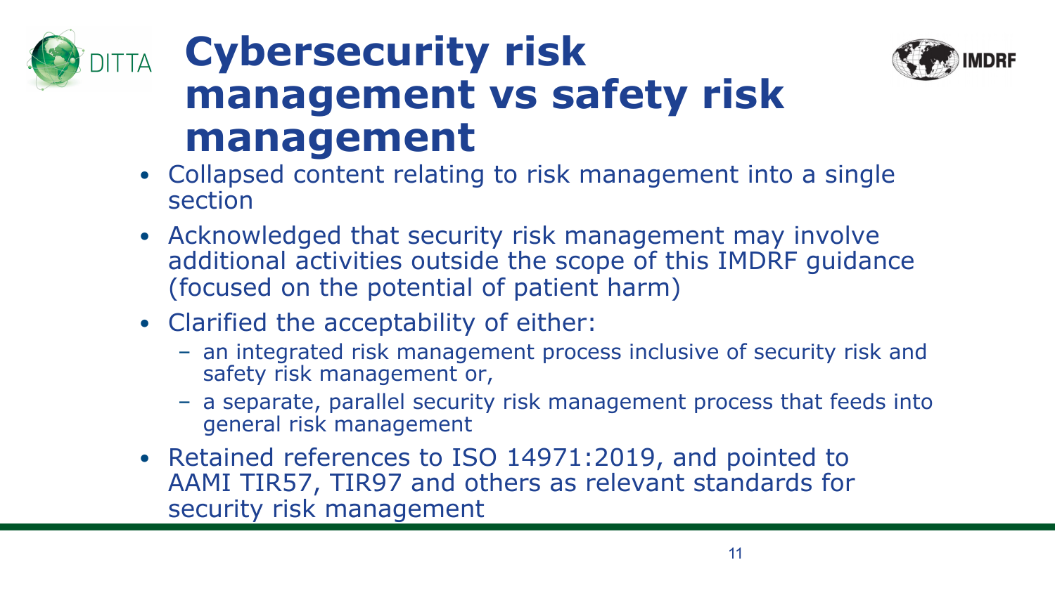# Cybersecurity risk management vs safety risk management

- Collapsed content relating to risk management into a single section
- Acknowledged that security risk management may involve additional activities outside the scope of this IMDRF guidance (focused on the potential of patient harm)
- Clarified the acceptability of either:
  - an integrated risk management process inclusive of security risk and safety risk management or,
  - a separate, parallel security risk management process that feeds into general risk management
- Retained references to ISO 14971:2019, and pointed to AAMI TIR57, TIR97 and others as relevant standards for security risk management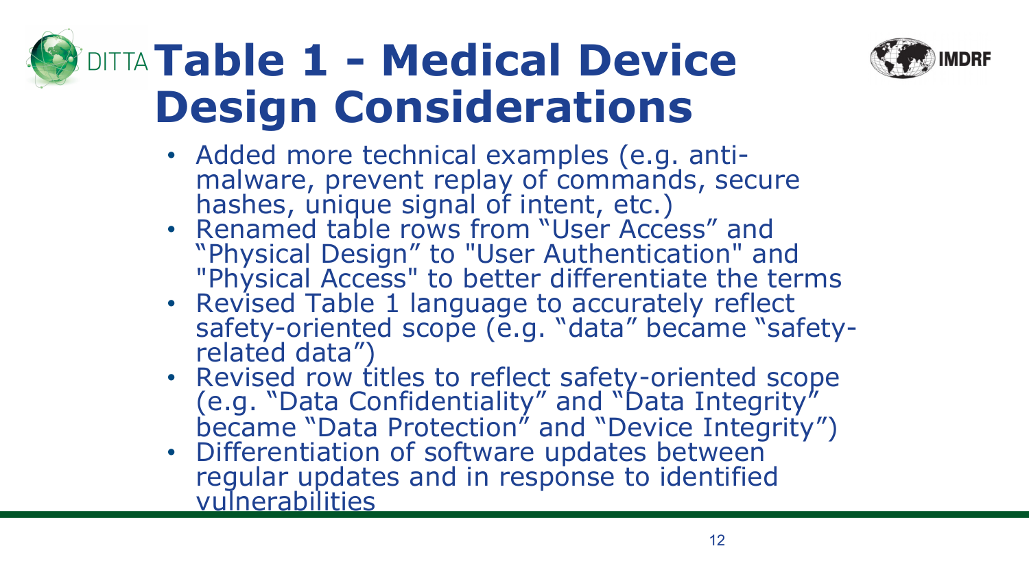# Table 1 - Medical Device Design Considerations

- Added more technical examples (e.g. anti-malware, prevent replay of commands, secure hashes, unique signal of intent, etc.)
- Renamed table rows from "User Access" and "Physical Design" to "User Authentication" and "Physical Access" to better differentiate the terms
- Revised Table 1 language to accurately reflect safety-oriented scope (e.g. "data" became "safety-related data")
- Revised row titles to reflect safety-oriented scope (e.g. "Data Confidentiality" and "Data Integrity" became "Data Protection" and "Device Integrity")
- Differentiation of software updates between regular updates and in response to identified vulnerabilities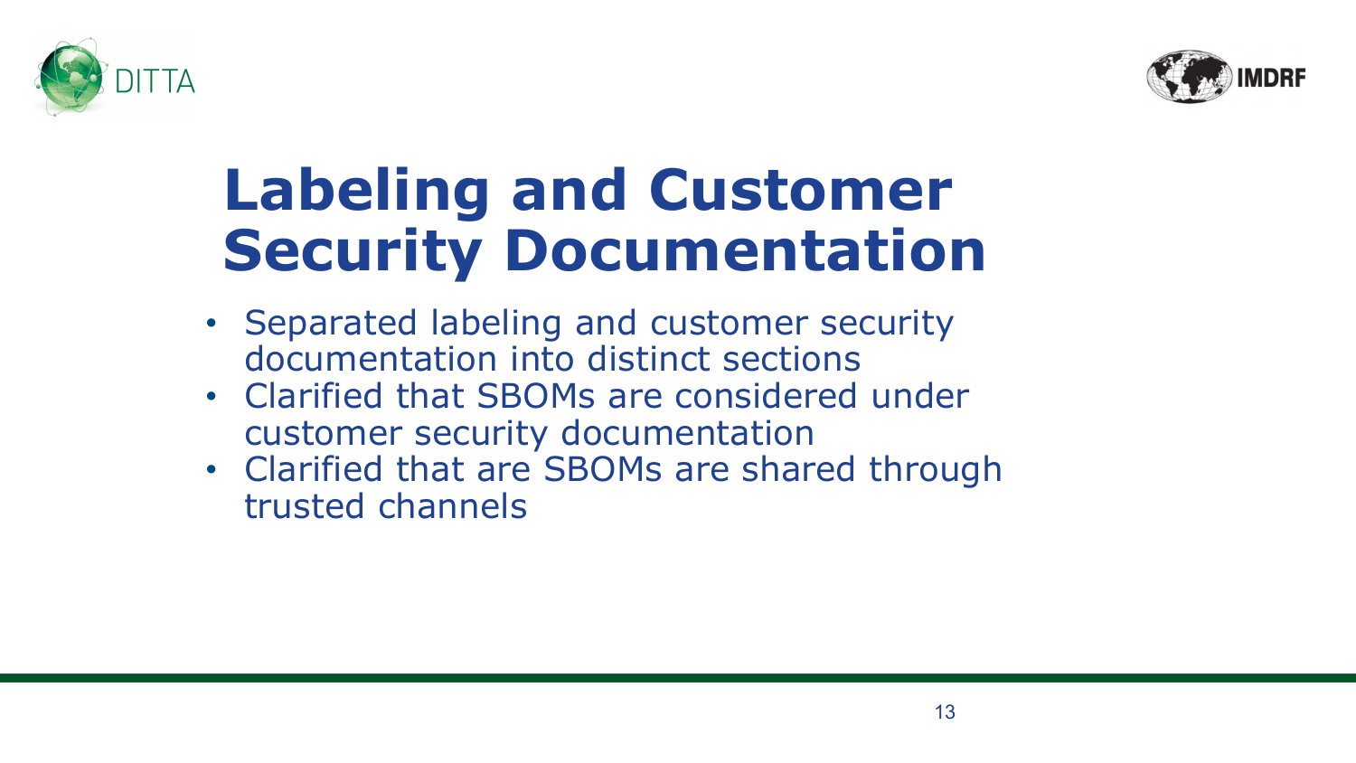# Labeling and Customer Security Documentation

- Separated labeling and customer security documentation into distinct sections
- Clarified that SBOMs are considered under customer security documentation
- Clarified that are SBOMs are shared through trusted channels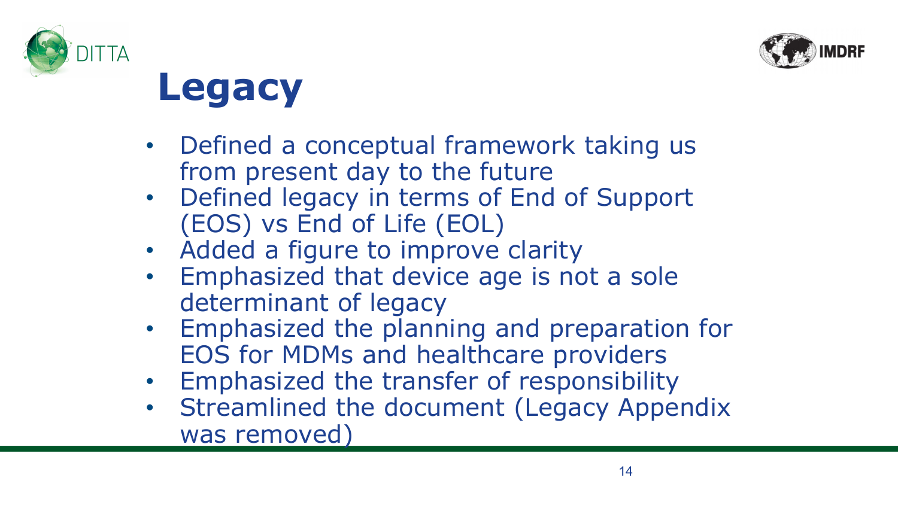# Legacy

- Defined a conceptual framework taking us from present day to the future
- Defined legacy in terms of End of Support (EOS) vs End of Life (EOL)
- Added a figure to improve clarity
- Emphasized that device age is not a sole determinant of legacy
- Emphasized the planning and preparation for EOS for MDMs and healthcare providers
- Emphasized the transfer of responsibility
- Streamlined the document (Legacy Appendix was removed)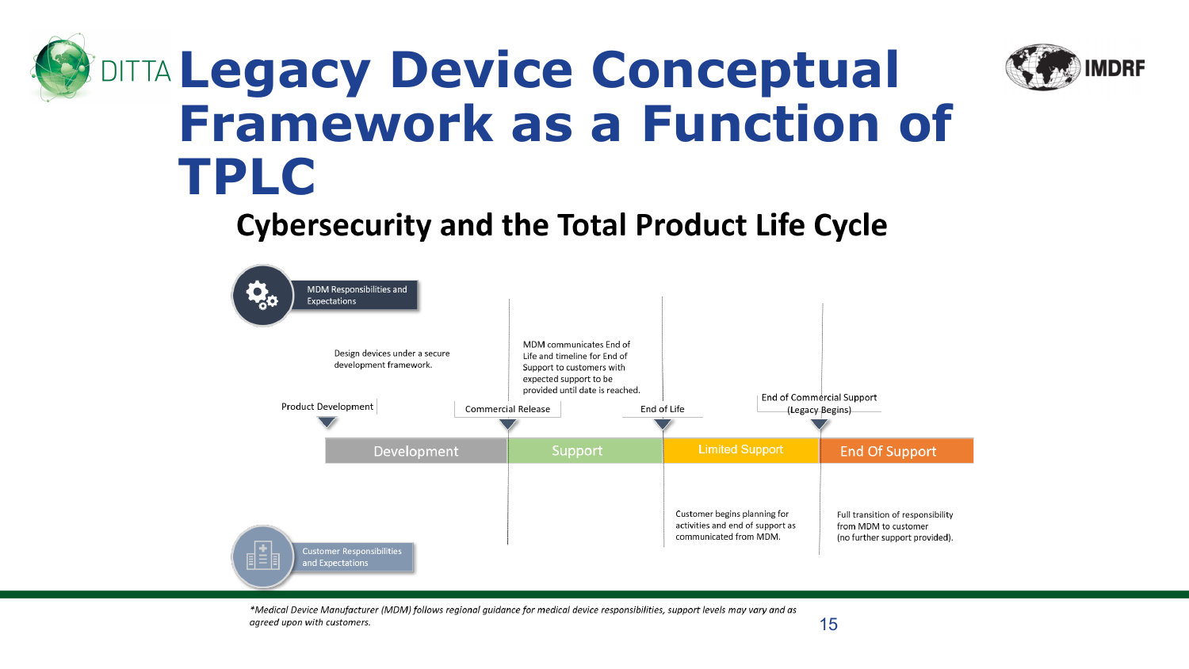# Legacy Device Conceptual Framework as a Function of TPLC

## Cybersecurity and the Total Product Life Cycle

**MDM Responsibilities and Expectations**

- **Product Development**: Design devices under a secure development framework.
- **Commercial Release**: MDM communicates End of Life and timeline for End of Support to customers with expected support to be provided until date is reached.
- **End of Life**
- **End of Commercial Support (Legacy Begins)**

| Development | Support | Limited Support | End Of Support |
|---|---|---|---|

**Customer Responsibilities and Expectations**

- **Limited Support**: Customer begins planning for activities and end of support as communicated from MDM.
- **End Of Support**: Full transition of responsibility from MDM to customer (no further support provided).

*\*Medical Device Manufacturer (MDM) follows regional guidance for medical device responsibilities, support levels may vary and as agreed upon with customers.*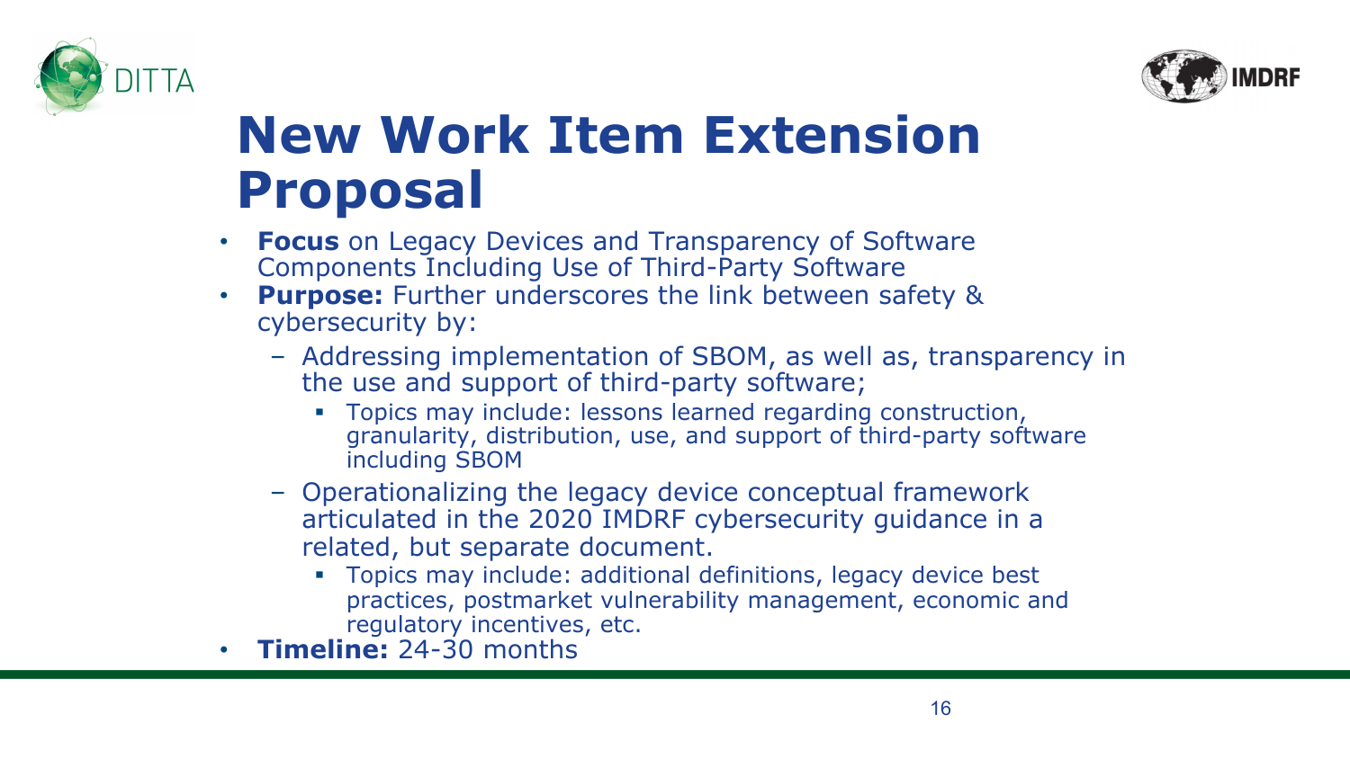# New Work Item Extension Proposal

- **Focus** on Legacy Devices and Transparency of Software Components Including Use of Third-Party Software
- **Purpose:** Further underscores the link between safety & cybersecurity by:
  - Addressing implementation of SBOM, as well as, transparency in the use and support of third-party software;
    - Topics may include: lessons learned regarding construction, granularity, distribution, use, and support of third-party software including SBOM
  - Operationalizing the legacy device conceptual framework articulated in the 2020 IMDRF cybersecurity guidance in a related, but separate document.
    - Topics may include: additional definitions, legacy device best practices, postmarket vulnerability management, economic and regulatory incentives, etc.
- **Timeline:** 24-30 months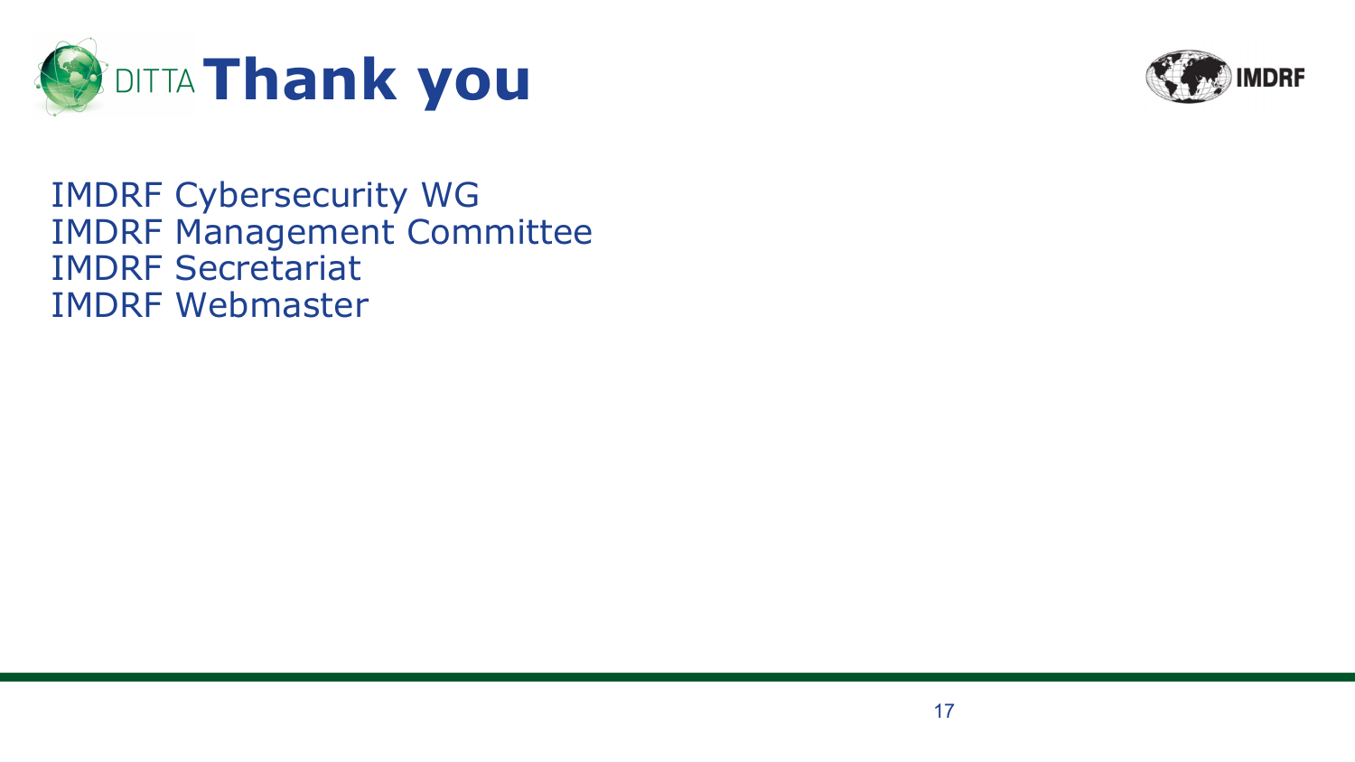# Thank you

IMDRF Cybersecurity WG
IMDRF Management Committee
IMDRF Secretariat
IMDRF Webmaster